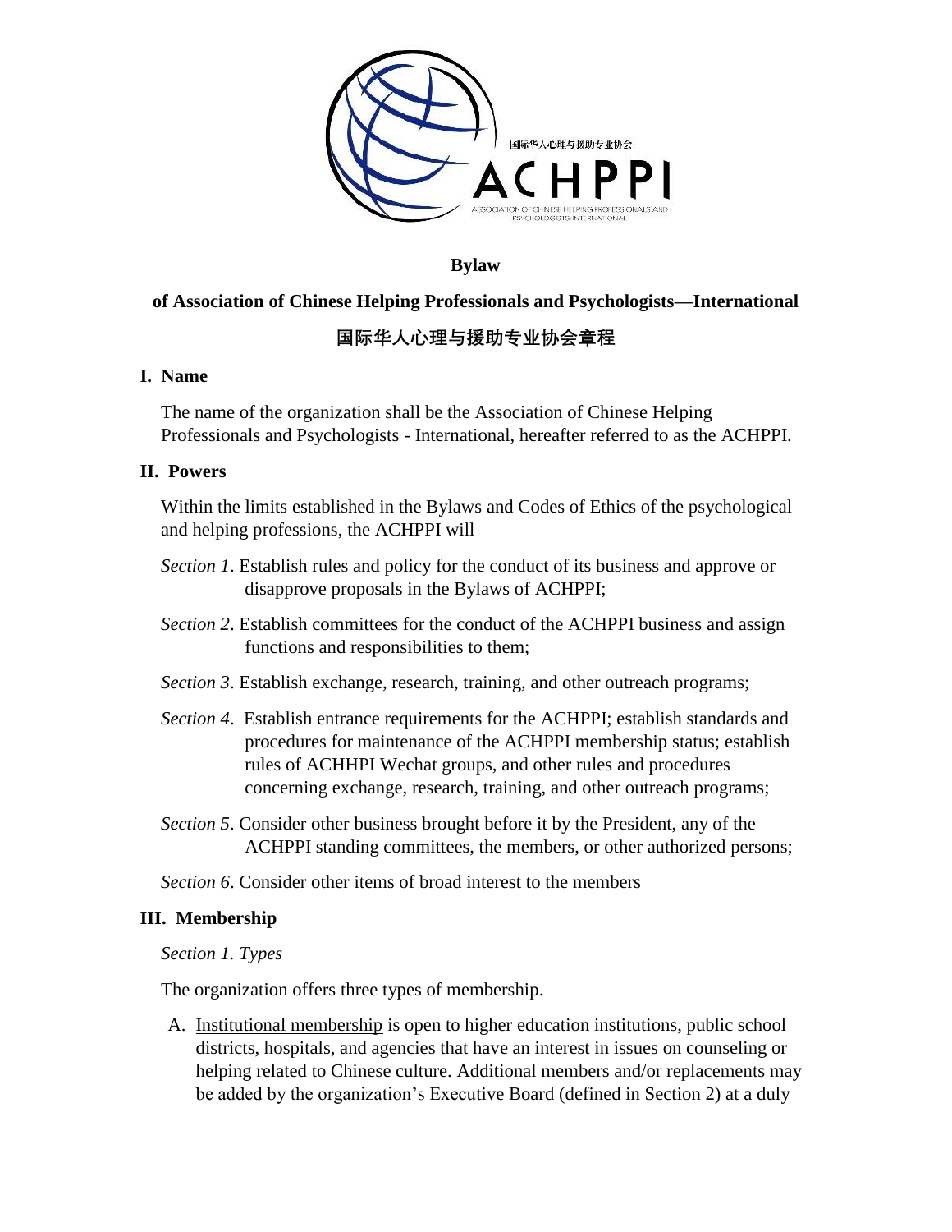# Bylaw

## of Association of Chinese Helping Professionals and Psychologists—International

## 国际华人心理与援助专业协会章程

### I. Name

The name of the organization shall be the Association of Chinese Helping Professionals and Psychologists - International, hereafter referred to as the ACHPPI.

### II. Powers

Within the limits established in the Bylaws and Codes of Ethics of the psychological and helping professions, the ACHPPI will

*Section 1*. Establish rules and policy for the conduct of its business and approve or disapprove proposals in the Bylaws of ACHPPI;

*Section 2*. Establish committees for the conduct of the ACHPPI business and assign functions and responsibilities to them;

*Section 3*. Establish exchange, research, training, and other outreach programs;

*Section 4*. Establish entrance requirements for the ACHPPI; establish standards and procedures for maintenance of the ACHPPI membership status; establish rules of ACHHPI Wechat groups, and other rules and procedures concerning exchange, research, training, and other outreach programs;

*Section 5*. Consider other business brought before it by the President, any of the ACHPPI standing committees, the members, or other authorized persons;

*Section 6*. Consider other items of broad interest to the members

### III. Membership

*Section 1. Types*

The organization offers three types of membership.

A. Institutional membership is open to higher education institutions, public school districts, hospitals, and agencies that have an interest in issues on counseling or helping related to Chinese culture. Additional members and/or replacements may be added by the organization's Executive Board (defined in Section 2) at a duly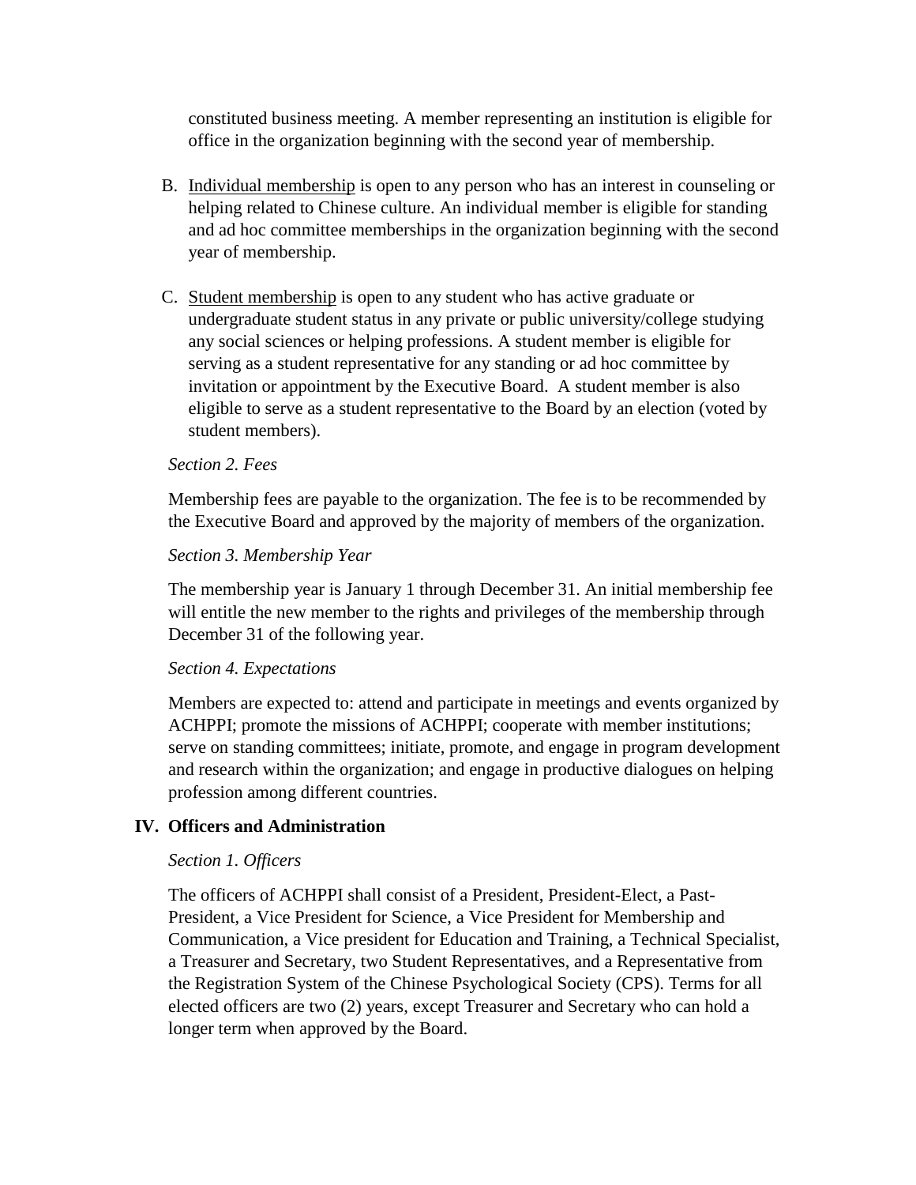constituted business meeting. A member representing an institution is eligible for office in the organization beginning with the second year of membership.

B. Individual membership is open to any person who has an interest in counseling or helping related to Chinese culture. An individual member is eligible for standing and ad hoc committee memberships in the organization beginning with the second year of membership.

C. Student membership is open to any student who has active graduate or undergraduate student status in any private or public university/college studying any social sciences or helping professions. A student member is eligible for serving as a student representative for any standing or ad hoc committee by invitation or appointment by the Executive Board. A student member is also eligible to serve as a student representative to the Board by an election (voted by student members).

*Section 2. Fees*

Membership fees are payable to the organization. The fee is to be recommended by the Executive Board and approved by the majority of members of the organization.

*Section 3. Membership Year*

The membership year is January 1 through December 31. An initial membership fee will entitle the new member to the rights and privileges of the membership through December 31 of the following year.

*Section 4. Expectations*

Members are expected to: attend and participate in meetings and events organized by ACHPPI; promote the missions of ACHPPI; cooperate with member institutions; serve on standing committees; initiate, promote, and engage in program development and research within the organization; and engage in productive dialogues on helping profession among different countries.

## IV. Officers and Administration

*Section 1. Officers*

The officers of ACHPPI shall consist of a President, President-Elect, a Past-President, a Vice President for Science, a Vice President for Membership and Communication, a Vice president for Education and Training, a Technical Specialist, a Treasurer and Secretary, two Student Representatives, and a Representative from the Registration System of the Chinese Psychological Society (CPS). Terms for all elected officers are two (2) years, except Treasurer and Secretary who can hold a longer term when approved by the Board.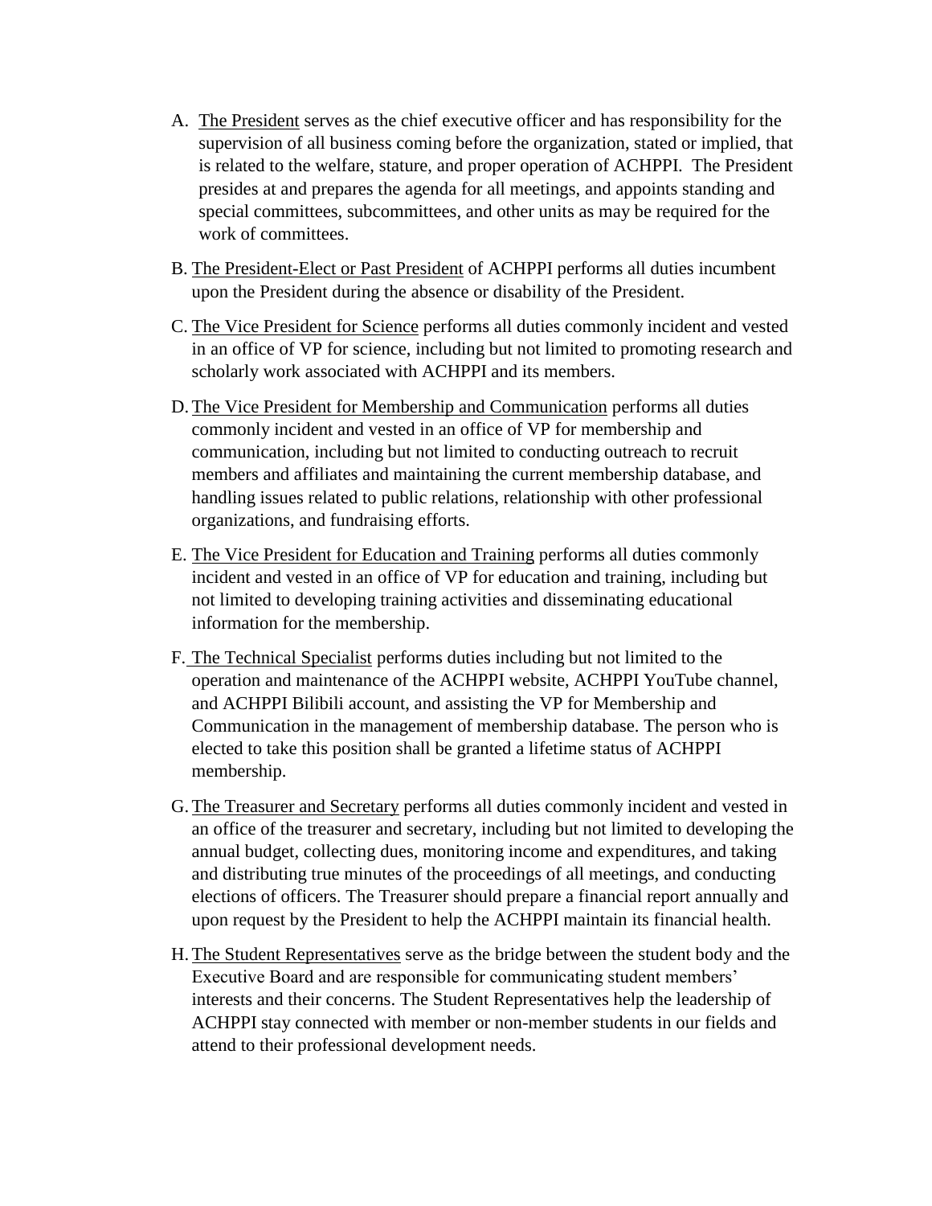A. <u>The President</u> serves as the chief executive officer and has responsibility for the supervision of all business coming before the organization, stated or implied, that is related to the welfare, stature, and proper operation of ACHPPI. The President presides at and prepares the agenda for all meetings, and appoints standing and special committees, subcommittees, and other units as may be required for the work of committees.

B. <u>The President-Elect or Past President</u> of ACHPPI performs all duties incumbent upon the President during the absence or disability of the President.

C. <u>The Vice President for Science</u> performs all duties commonly incident and vested in an office of VP for science, including but not limited to promoting research and scholarly work associated with ACHPPI and its members.

D. <u>The Vice President for Membership and Communication</u> performs all duties commonly incident and vested in an office of VP for membership and communication, including but not limited to conducting outreach to recruit members and affiliates and maintaining the current membership database, and handling issues related to public relations, relationship with other professional organizations, and fundraising efforts.

E. <u>The Vice President for Education and Training</u> performs all duties commonly incident and vested in an office of VP for education and training, including but not limited to developing training activities and disseminating educational information for the membership.

F. <u>The Technical Specialist</u> performs duties including but not limited to the operation and maintenance of the ACHPPI website, ACHPPI YouTube channel, and ACHPPI Bilibili account, and assisting the VP for Membership and Communication in the management of membership database. The person who is elected to take this position shall be granted a lifetime status of ACHPPI membership.

G. <u>The Treasurer and Secretary</u> performs all duties commonly incident and vested in an office of the treasurer and secretary, including but not limited to developing the annual budget, collecting dues, monitoring income and expenditures, and taking and distributing true minutes of the proceedings of all meetings, and conducting elections of officers. The Treasurer should prepare a financial report annually and upon request by the President to help the ACHPPI maintain its financial health.

H. <u>The Student Representatives</u> serve as the bridge between the student body and the Executive Board and are responsible for communicating student members' interests and their concerns. The Student Representatives help the leadership of ACHPPI stay connected with member or non-member students in our fields and attend to their professional development needs.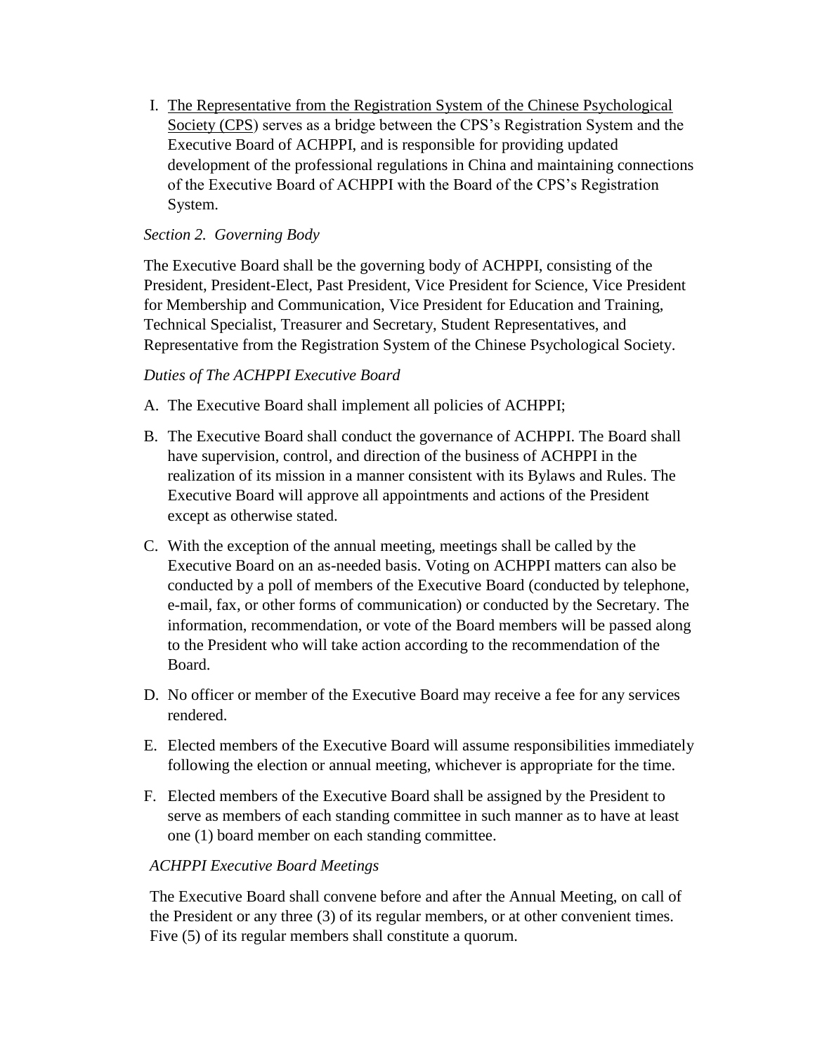I. <u>The Representative from the Registration System of the Chinese Psychological Society (CPS</u>) serves as a bridge between the CPS's Registration System and the Executive Board of ACHPPI, and is responsible for providing updated development of the professional regulations in China and maintaining connections of the Executive Board of ACHPPI with the Board of the CPS's Registration System.

*Section 2. Governing Body*

The Executive Board shall be the governing body of ACHPPI, consisting of the President, President-Elect, Past President, Vice President for Science, Vice President for Membership and Communication, Vice President for Education and Training, Technical Specialist, Treasurer and Secretary, Student Representatives, and Representative from the Registration System of the Chinese Psychological Society.

*Duties of The ACHPPI Executive Board*

A. The Executive Board shall implement all policies of ACHPPI;

B. The Executive Board shall conduct the governance of ACHPPI. The Board shall have supervision, control, and direction of the business of ACHPPI in the realization of its mission in a manner consistent with its Bylaws and Rules. The Executive Board will approve all appointments and actions of the President except as otherwise stated.

C. With the exception of the annual meeting, meetings shall be called by the Executive Board on an as-needed basis. Voting on ACHPPI matters can also be conducted by a poll of members of the Executive Board (conducted by telephone, e-mail, fax, or other forms of communication) or conducted by the Secretary. The information, recommendation, or vote of the Board members will be passed along to the President who will take action according to the recommendation of the Board.

D. No officer or member of the Executive Board may receive a fee for any services rendered.

E. Elected members of the Executive Board will assume responsibilities immediately following the election or annual meeting, whichever is appropriate for the time.

F. Elected members of the Executive Board shall be assigned by the President to serve as members of each standing committee in such manner as to have at least one (1) board member on each standing committee.

*ACHPPI Executive Board Meetings*

The Executive Board shall convene before and after the Annual Meeting, on call of the President or any three (3) of its regular members, or at other convenient times. Five (5) of its regular members shall constitute a quorum.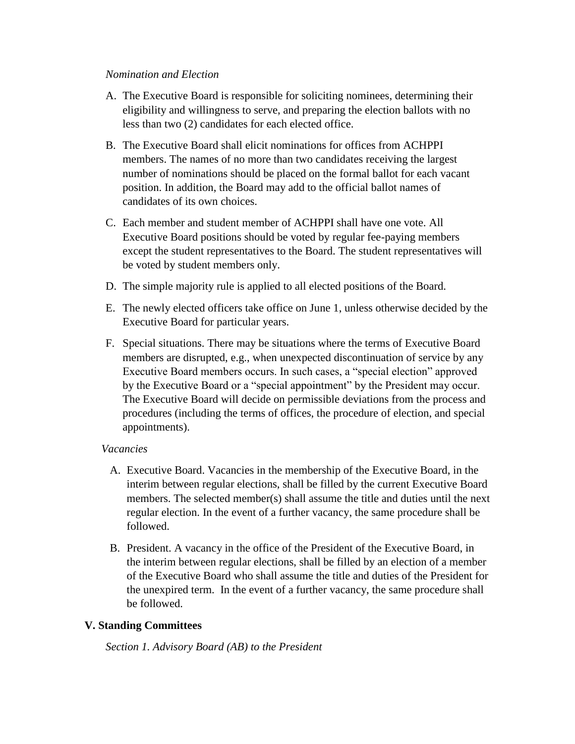*Nomination and Election*

A. The Executive Board is responsible for soliciting nominees, determining their eligibility and willingness to serve, and preparing the election ballots with no less than two (2) candidates for each elected office.

B. The Executive Board shall elicit nominations for offices from ACHPPI members. The names of no more than two candidates receiving the largest number of nominations should be placed on the formal ballot for each vacant position. In addition, the Board may add to the official ballot names of candidates of its own choices.

C. Each member and student member of ACHPPI shall have one vote. All Executive Board positions should be voted by regular fee-paying members except the student representatives to the Board. The student representatives will be voted by student members only.

D. The simple majority rule is applied to all elected positions of the Board.

E. The newly elected officers take office on June 1, unless otherwise decided by the Executive Board for particular years.

F. Special situations. There may be situations where the terms of Executive Board members are disrupted, e.g., when unexpected discontinuation of service by any Executive Board members occurs. In such cases, a "special election" approved by the Executive Board or a "special appointment" by the President may occur. The Executive Board will decide on permissible deviations from the process and procedures (including the terms of offices, the procedure of election, and special appointments).

*Vacancies*

A. Executive Board. Vacancies in the membership of the Executive Board, in the interim between regular elections, shall be filled by the current Executive Board members. The selected member(s) shall assume the title and duties until the next regular election. In the event of a further vacancy, the same procedure shall be followed.

B. President. A vacancy in the office of the President of the Executive Board, in the interim between regular elections, shall be filled by an election of a member of the Executive Board who shall assume the title and duties of the President for the unexpired term. In the event of a further vacancy, the same procedure shall be followed.

## V. Standing Committees

*Section 1. Advisory Board (AB) to the President*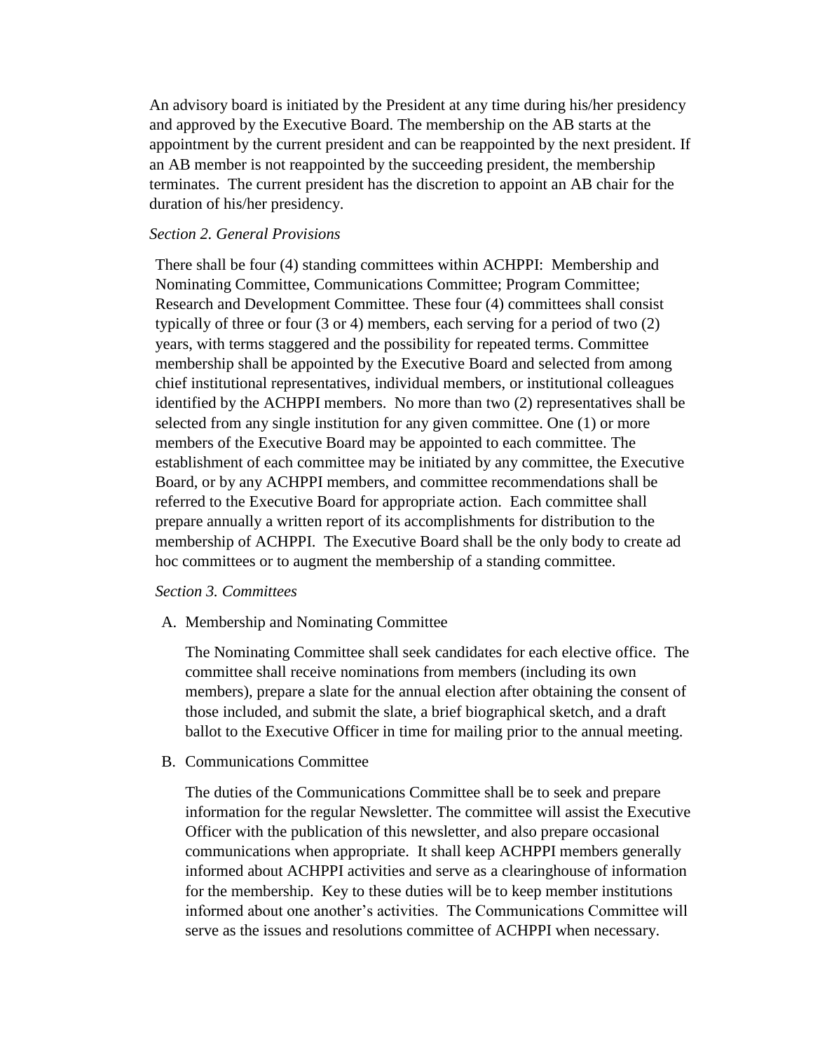An advisory board is initiated by the President at any time during his/her presidency and approved by the Executive Board. The membership on the AB starts at the appointment by the current president and can be reappointed by the next president. If an AB member is not reappointed by the succeeding president, the membership terminates. The current president has the discretion to appoint an AB chair for the duration of his/her presidency.

*Section 2. General Provisions*

There shall be four (4) standing committees within ACHPPI: Membership and Nominating Committee, Communications Committee; Program Committee; Research and Development Committee. These four (4) committees shall consist typically of three or four (3 or 4) members, each serving for a period of two (2) years, with terms staggered and the possibility for repeated terms. Committee membership shall be appointed by the Executive Board and selected from among chief institutional representatives, individual members, or institutional colleagues identified by the ACHPPI members. No more than two (2) representatives shall be selected from any single institution for any given committee. One (1) or more members of the Executive Board may be appointed to each committee. The establishment of each committee may be initiated by any committee, the Executive Board, or by any ACHPPI members, and committee recommendations shall be referred to the Executive Board for appropriate action. Each committee shall prepare annually a written report of its accomplishments for distribution to the membership of ACHPPI. The Executive Board shall be the only body to create ad hoc committees or to augment the membership of a standing committee.

*Section 3. Committees*

A. Membership and Nominating Committee

   The Nominating Committee shall seek candidates for each elective office. The committee shall receive nominations from members (including its own members), prepare a slate for the annual election after obtaining the consent of those included, and submit the slate, a brief biographical sketch, and a draft ballot to the Executive Officer in time for mailing prior to the annual meeting.

B. Communications Committee

   The duties of the Communications Committee shall be to seek and prepare information for the regular Newsletter. The committee will assist the Executive Officer with the publication of this newsletter, and also prepare occasional communications when appropriate. It shall keep ACHPPI members generally informed about ACHPPI activities and serve as a clearinghouse of information for the membership. Key to these duties will be to keep member institutions informed about one another's activities. The Communications Committee will serve as the issues and resolutions committee of ACHPPI when necessary.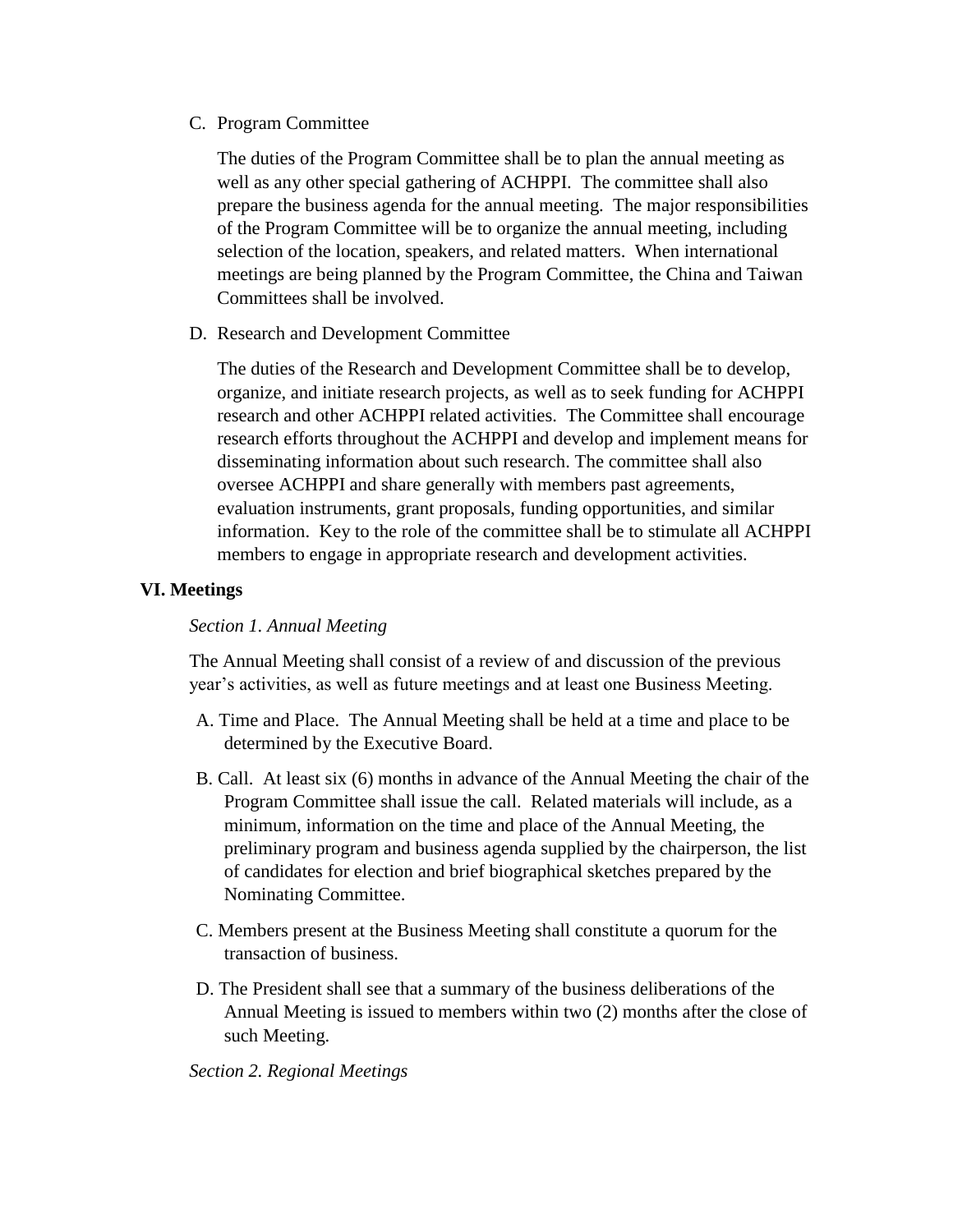C. Program Committee

The duties of the Program Committee shall be to plan the annual meeting as well as any other special gathering of ACHPPI. The committee shall also prepare the business agenda for the annual meeting. The major responsibilities of the Program Committee will be to organize the annual meeting, including selection of the location, speakers, and related matters. When international meetings are being planned by the Program Committee, the China and Taiwan Committees shall be involved.

D. Research and Development Committee

The duties of the Research and Development Committee shall be to develop, organize, and initiate research projects, as well as to seek funding for ACHPPI research and other ACHPPI related activities. The Committee shall encourage research efforts throughout the ACHPPI and develop and implement means for disseminating information about such research. The committee shall also oversee ACHPPI and share generally with members past agreements, evaluation instruments, grant proposals, funding opportunities, and similar information. Key to the role of the committee shall be to stimulate all ACHPPI members to engage in appropriate research and development activities.

## VI. Meetings

*Section 1. Annual Meeting*

The Annual Meeting shall consist of a review of and discussion of the previous year's activities, as well as future meetings and at least one Business Meeting.

A. Time and Place. The Annual Meeting shall be held at a time and place to be determined by the Executive Board.

B. Call. At least six (6) months in advance of the Annual Meeting the chair of the Program Committee shall issue the call. Related materials will include, as a minimum, information on the time and place of the Annual Meeting, the preliminary program and business agenda supplied by the chairperson, the list of candidates for election and brief biographical sketches prepared by the Nominating Committee.

C. Members present at the Business Meeting shall constitute a quorum for the transaction of business.

D. The President shall see that a summary of the business deliberations of the Annual Meeting is issued to members within two (2) months after the close of such Meeting.

*Section 2. Regional Meetings*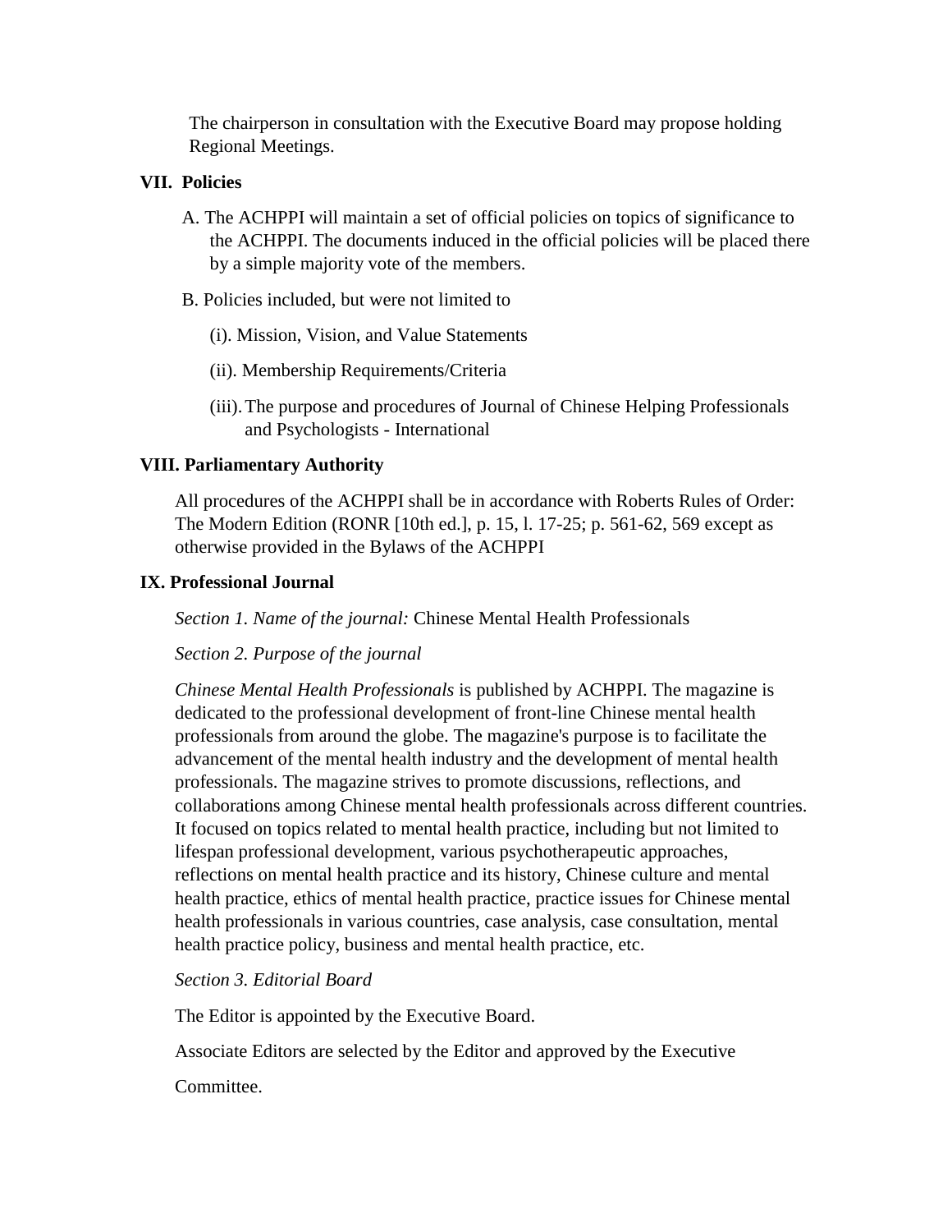The chairperson in consultation with the Executive Board may propose holding Regional Meetings.

## VII. Policies

A. The ACHPPI will maintain a set of official policies on topics of significance to the ACHPPI. The documents induced in the official policies will be placed there by a simple majority vote of the members.

B. Policies included, but were not limited to

(i). Mission, Vision, and Value Statements

(ii). Membership Requirements/Criteria

(iii). The purpose and procedures of Journal of Chinese Helping Professionals and Psychologists - International

## VIII. Parliamentary Authority

All procedures of the ACHPPI shall be in accordance with Roberts Rules of Order: The Modern Edition (RONR [10th ed.], p. 15, l. 17-25; p. 561-62, 569 except as otherwise provided in the Bylaws of the ACHPPI

## IX. Professional Journal

*Section 1. Name of the journal:* Chinese Mental Health Professionals

*Section 2. Purpose of the journal*

*Chinese Mental Health Professionals* is published by ACHPPI. The magazine is dedicated to the professional development of front-line Chinese mental health professionals from around the globe. The magazine's purpose is to facilitate the advancement of the mental health industry and the development of mental health professionals. The magazine strives to promote discussions, reflections, and collaborations among Chinese mental health professionals across different countries. It focused on topics related to mental health practice, including but not limited to lifespan professional development, various psychotherapeutic approaches, reflections on mental health practice and its history, Chinese culture and mental health practice, ethics of mental health practice, practice issues for Chinese mental health professionals in various countries, case analysis, case consultation, mental health practice policy, business and mental health practice, etc.

*Section 3. Editorial Board*

The Editor is appointed by the Executive Board.

Associate Editors are selected by the Editor and approved by the Executive Committee.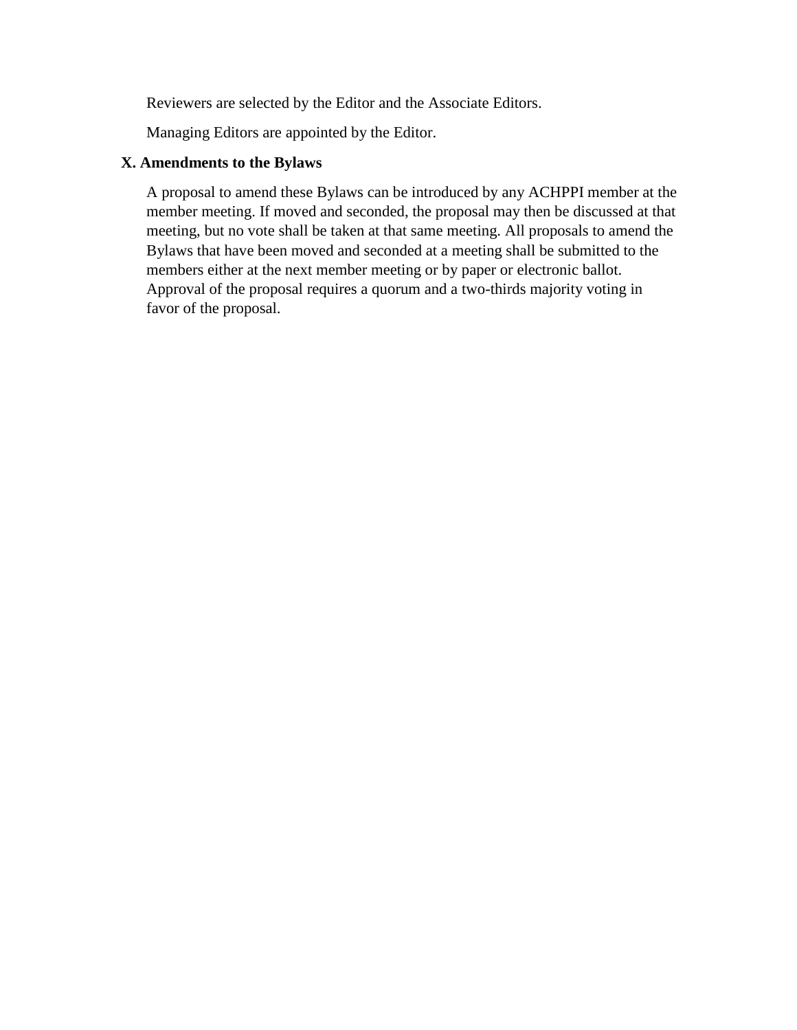Reviewers are selected by the Editor and the Associate Editors.

Managing Editors are appointed by the Editor.

## X. Amendments to the Bylaws

A proposal to amend these Bylaws can be introduced by any ACHPPI member at the member meeting. If moved and seconded, the proposal may then be discussed at that meeting, but no vote shall be taken at that same meeting. All proposals to amend the Bylaws that have been moved and seconded at a meeting shall be submitted to the members either at the next member meeting or by paper or electronic ballot. Approval of the proposal requires a quorum and a two-thirds majority voting in favor of the proposal.